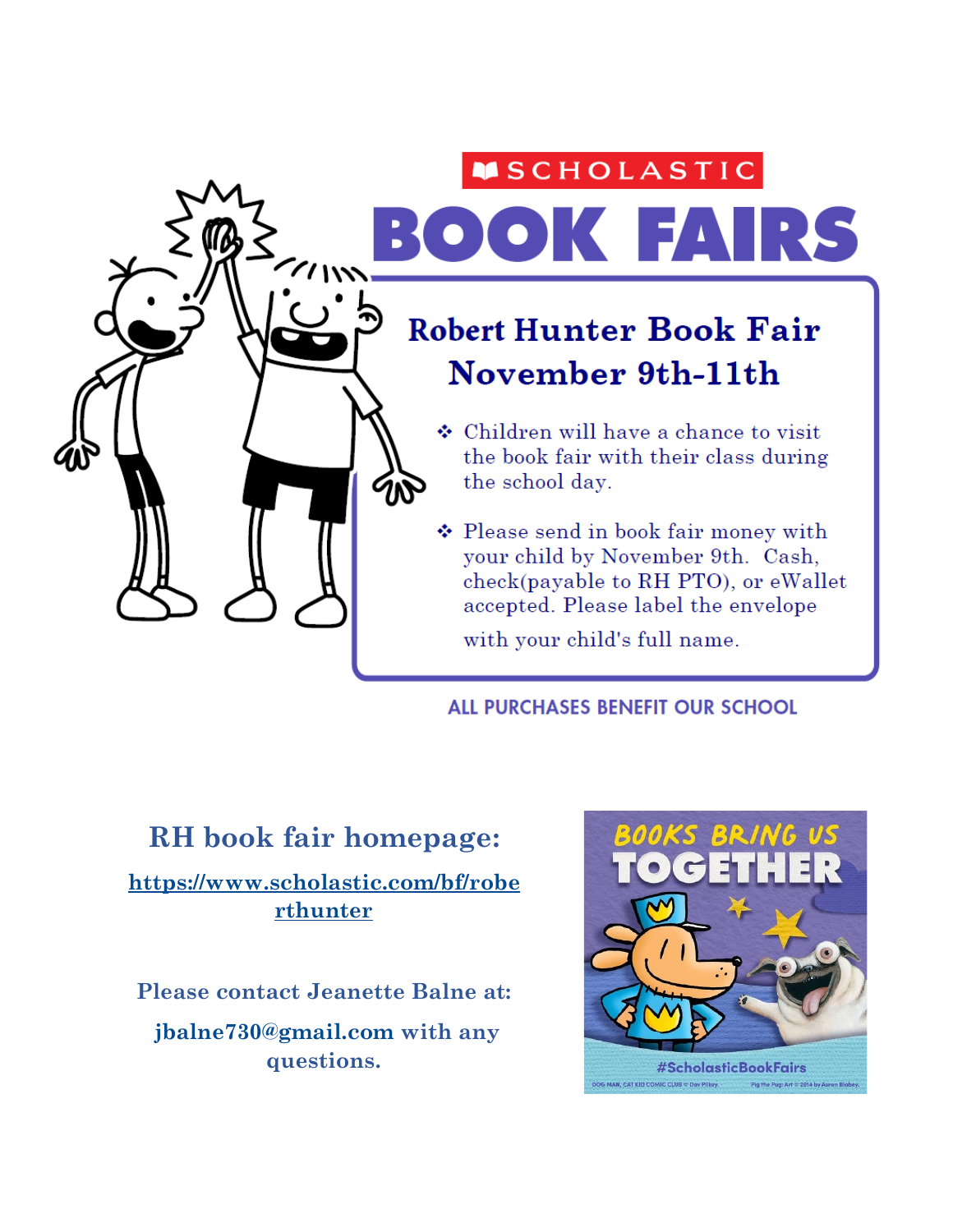SCHOLASTIC

# BOOK FAIRS

## Robert Hunter Book Fair November 9th-11th

- Children will have a chance to visit the book fair with their class during the school day.
- Please send in book fair money with your child by November 9th. Cash, check(payable to RH PTO), or eWallet accepted. Please label the envelope with your child's full name.

ALL PURCHASES BENEFIT OUR SCHOOL

## RH book fair homepage:

**https://www.scholastic.com/bf/roberthunter**

**Please contact Jeanette Balne at:**

**jbalne730@gmail.com with any questions.**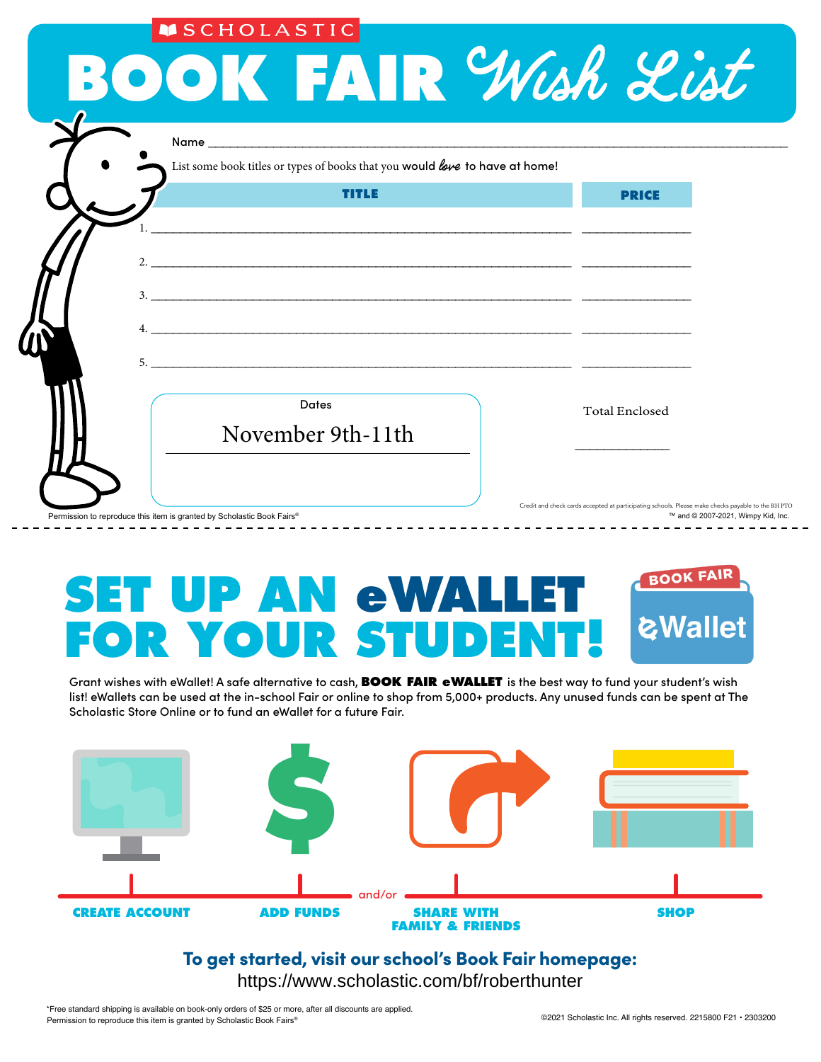SCHOLASTIC

# BOOK FAIR *Wish List*

Name ___________________________________________

List some book titles or types of books that you would *love* to have at home!

| | TITLE | PRICE |
|---|---|---|
| 1. | | |
| 2. | | |
| 3. | | |
| 4. | | |
| 5. | | |

Dates

November 9th-11th

Total Enclosed

____________

Credit and check cards accepted at participating schools. Please make checks payable to the RH PTO

™ and © 2007-2021, Wimpy Kid, Inc.

Permission to reproduce this item is granted by Scholastic Book Fairs®

---

# SET UP AN eWALLET FOR YOUR STUDENT!

BOOK FAIR eWallet

Grant wishes with eWallet! A safe alternative to cash, **BOOK FAIR eWALLET** is the best way to fund your student's wish list! eWallets can be used at the in-school Fair or online to shop from 5,000+ products. Any unused funds can be spent at The Scholastic Store Online or to fund an eWallet for a future Fair.

CREATE ACCOUNT

ADD FUNDS

and/or

SHARE WITH FAMILY & FRIENDS

SHOP

## To get started, visit our school's Book Fair homepage:

https://www.scholastic.com/bf/roberthunter

*Free standard shipping is available on book-only orders of $25 or more, after all discounts are applied.
Permission to reproduce this item is granted by Scholastic Book Fairs®

©2021 Scholastic Inc. All rights reserved. 2215800 F21 • 2303200